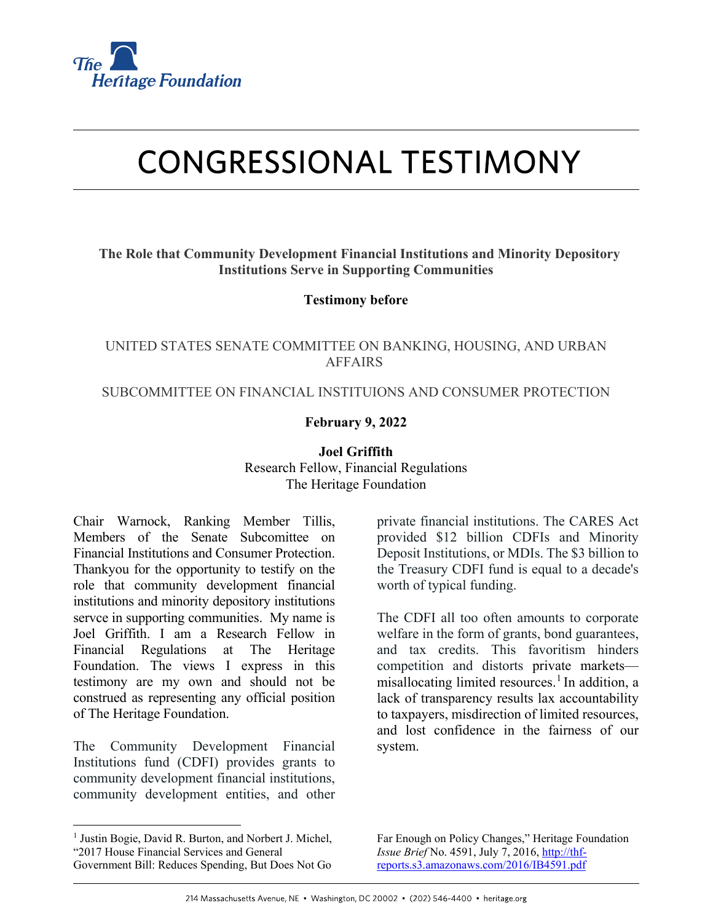# CONGRESSIONAL TESTIMONY

**The Role that Community Development Financial Institutions and Minority Depository Institutions Serve in Supporting Communities**

**Testimony before**

UNITED STATES SENATE COMMITTEE ON BANKING, HOUSING, AND URBAN AFFAIRS

SUBCOMMITTEE ON FINANCIAL INSTITUIONS AND CONSUMER PROTECTION

**February 9, 2022**

**Joel Griffith**
Research Fellow, Financial Regulations
The Heritage Foundation

Chair Warnock, Ranking Member Tillis, Members of the Senate Subcommittee on Financial Institutions and Consumer Protection. Thankyou for the opportunity to testify on the role that community development financial institutions and minority depository institutions servce in supporting communities. My name is Joel Griffith. I am a Research Fellow in Financial Regulations at The Heritage Foundation. The views I express in this testimony are my own and should not be construed as representing any official position of The Heritage Foundation.

The Community Development Financial Institutions fund (CDFI) provides grants to community development financial institutions, community development entities, and other private financial institutions. The CARES Act provided $12 billion CDFIs and Minority Deposit Institutions, or MDIs. The $3 billion to the Treasury CDFI fund is equal to a decade's worth of typical funding.

The CDFI all too often amounts to corporate welfare in the form of grants, bond guarantees, and tax credits. This favoritism hinders competition and distorts private markets—misallocating limited resources.[1] In addition, a lack of transparency results lax accountability to taxpayers, misdirection of limited resources, and lost confidence in the fairness of our system.

[1] Justin Bogie, David R. Burton, and Norbert J. Michel, "2017 House Financial Services and General Government Bill: Reduces Spending, But Does Not Go Far Enough on Policy Changes," Heritage Foundation *Issue Brief* No. 4591, July 7, 2016, http://thf-reports.s3.amazonaws.com/2016/IB4591.pdf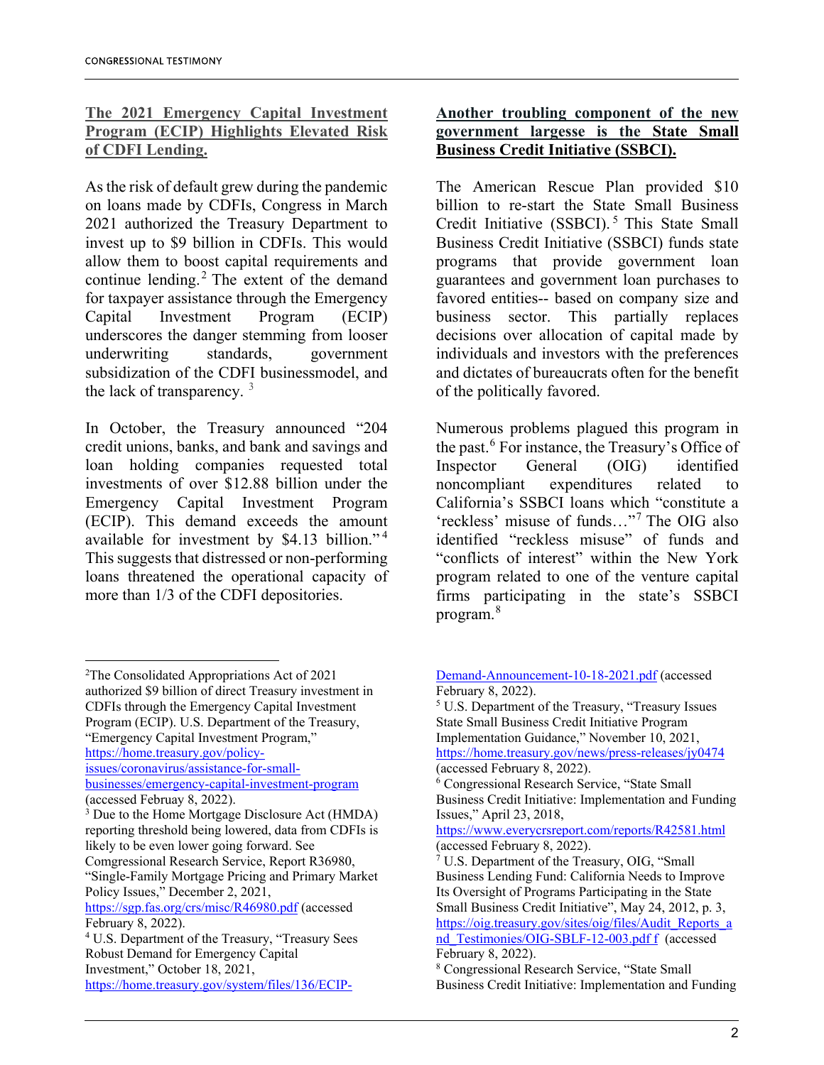**The 2021 Emergency Capital Investment Program (ECIP) Highlights Elevated Risk of CDFI Lending.**

As the risk of default grew during the pandemic on loans made by CDFIs, Congress in March 2021 authorized the Treasury Department to invest up to $9 billion in CDFIs. This would allow them to boost capital requirements and continue lending.[2] The extent of the demand for taxpayer assistance through the Emergency Capital Investment Program (ECIP) underscores the danger stemming from looser underwriting standards, government subsidization of the CDFI businessmodel, and the lack of transparency. [3]

In October, the Treasury announced "204 credit unions, banks, and bank and savings and loan holding companies requested total investments of over $12.88 billion under the Emergency Capital Investment Program (ECIP). This demand exceeds the amount available for investment by $4.13 billion."[4] This suggests that distressed or non-performing loans threatened the operational capacity of more than 1/3 of the CDFI depositories.

**Another troubling component of the new government largesse is the State Small Business Credit Initiative (SSBCI).**

The American Rescue Plan provided $10 billion to re-start the State Small Business Credit Initiative (SSBCI).[5] This State Small Business Credit Initiative (SSBCI) funds state programs that provide government loan guarantees and government loan purchases to favored entities-- based on company size and business sector. This partially replaces decisions over allocation of capital made by individuals and investors with the preferences and dictates of bureaucrats often for the benefit of the politically favored.

Numerous problems plagued this program in the past.[6] For instance, the Treasury's Office of Inspector General (OIG) identified noncompliant expenditures related to California's SSBCI loans which "constitute a 'reckless' misuse of funds…"[7] The OIG also identified "reckless misuse" of funds and "conflicts of interest" within the New York program related to one of the venture capital firms participating in the state's SSBCI program.[8]

---

[2] The Consolidated Appropriations Act of 2021 authorized $9 billion of direct Treasury investment in CDFIs through the Emergency Capital Investment Program (ECIP). U.S. Department of the Treasury, "Emergency Capital Investment Program," https://home.treasury.gov/policy-issues/coronavirus/assistance-for-small-businesses/emergency-capital-investment-program (accessed Februay 8, 2022).

[3] Due to the Home Mortgage Disclosure Act (HMDA) reporting threshold being lowered, data from CDFIs is likely to be even lower going forward. See Comgressional Research Service, Report R36980, "Single-Family Mortgage Pricing and Primary Market Policy Issues," December 2, 2021, https://sgp.fas.org/crs/misc/R46980.pdf (accessed February 8, 2022).

[4] U.S. Department of the Treasury, "Treasury Sees Robust Demand for Emergency Capital Investment," October 18, 2021, https://home.treasury.gov/system/files/136/ECIP-Demand-Announcement-10-18-2021.pdf (accessed February 8, 2022).

[5] U.S. Department of the Treasury, "Treasury Issues State Small Business Credit Initiative Program Implementation Guidance," November 10, 2021, https://home.treasury.gov/news/press-releases/jy0474 (accessed February 8, 2022).

[6] Congressional Research Service, "State Small Business Credit Initiative: Implementation and Funding Issues," April 23, 2018, https://www.everycrsreport.com/reports/R42581.html (accessed February 8, 2022).

[7] U.S. Department of the Treasury, OIG, "Small Business Lending Fund: California Needs to Improve Its Oversight of Programs Participating in the State Small Business Credit Initiative", May 24, 2012, p. 3, https://oig.treasury.gov/sites/oig/files/Audit_Reports_and_Testimonies/OIG-SBLF-12-003.pdf f (accessed February 8, 2022).

[8] Congressional Research Service, "State Small Business Credit Initiative: Implementation and Funding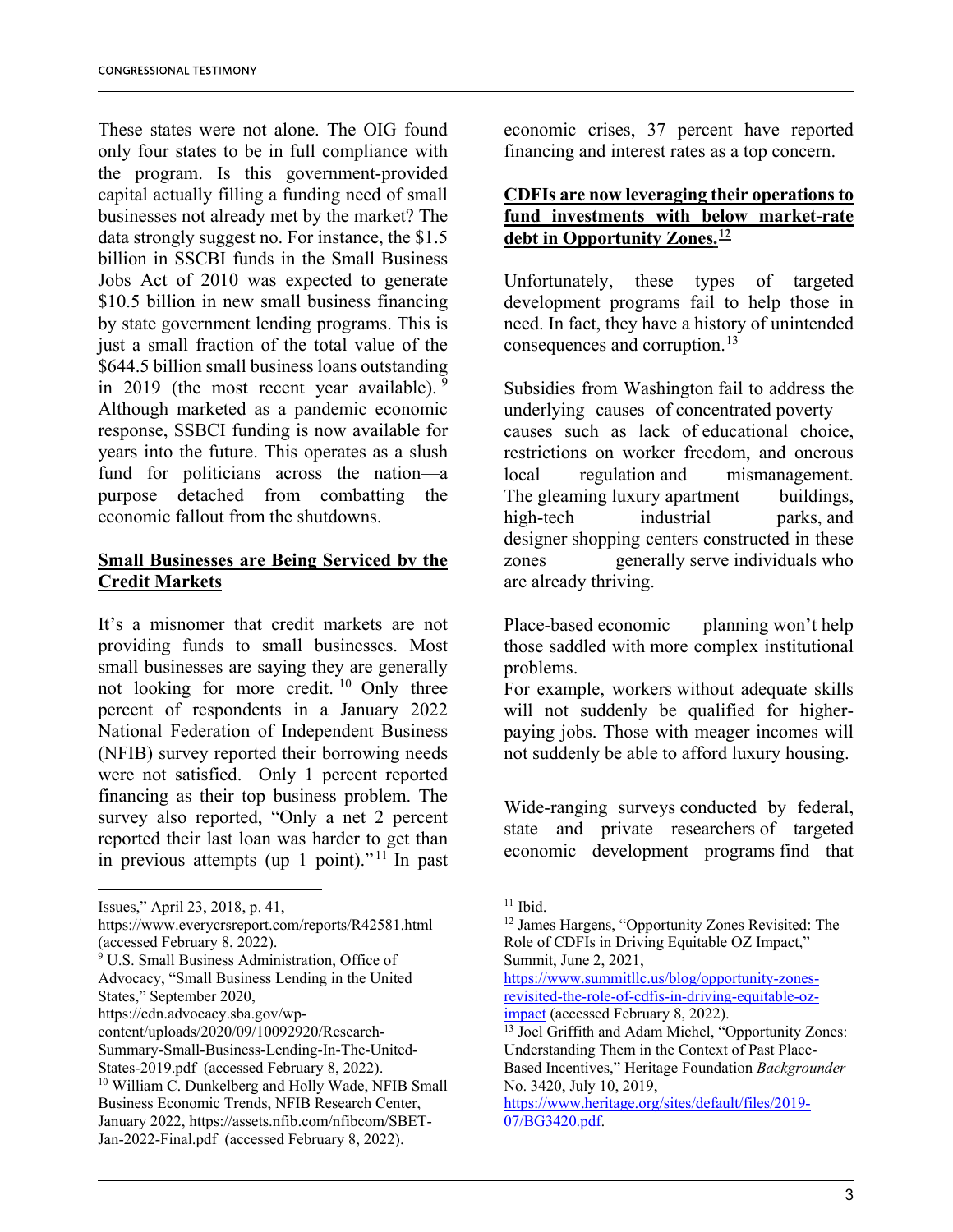These states were not alone. The OIG found only four states to be in full compliance with the program. Is this government-provided capital actually filling a funding need of small businesses not already met by the market? The data strongly suggest no. For instance, the $1.5 billion in SSCBI funds in the Small Business Jobs Act of 2010 was expected to generate $10.5 billion in new small business financing by state government lending programs. This is just a small fraction of the total value of the $644.5 billion small business loans outstanding in 2019 (the most recent year available).[9] Although marketed as a pandemic economic response, SSBCI funding is now available for years into the future. This operates as a slush fund for politicians across the nation—a purpose detached from combatting the economic fallout from the shutdowns.

**Small Businesses are Being Serviced by the Credit Markets**

It's a misnomer that credit markets are not providing funds to small businesses. Most small businesses are saying they are generally not looking for more credit.[10] Only three percent of respondents in a January 2022 National Federation of Independent Business (NFIB) survey reported their borrowing needs were not satisfied. Only 1 percent reported financing as their top business problem. The survey also reported, "Only a net 2 percent reported their last loan was harder to get than in previous attempts (up 1 point)."[11] In past economic crises, 37 percent have reported financing and interest rates as a top concern.

**CDFIs are now leveraging their operations to fund investments with below market-rate debt in Opportunity Zones.[12]**

Unfortunately, these types of targeted development programs fail to help those in need. In fact, they have a history of unintended consequences and corruption.[13]

Subsidies from Washington fail to address the underlying causes of concentrated poverty – causes such as lack of educational choice, restrictions on worker freedom, and onerous local regulation and mismanagement. The gleaming luxury apartment buildings, high-tech industrial parks, and designer shopping centers constructed in these zones generally serve individuals who are already thriving.

Place-based economic planning won't help those saddled with more complex institutional problems.
For example, workers without adequate skills will not suddenly be qualified for higher-paying jobs. Those with meager incomes will not suddenly be able to afford luxury housing.

Wide-ranging surveys conducted by federal, state and private researchers of targeted economic development programs find that

---

Issues," April 23, 2018, p. 41, https://www.everycrsreport.com/reports/R42581.html (accessed February 8, 2022).

[9] U.S. Small Business Administration, Office of Advocacy, "Small Business Lending in the United States," September 2020, https://cdn.advocacy.sba.gov/wp-content/uploads/2020/09/10092920/Research-Summary-Small-Business-Lending-In-The-United-States-2019.pdf (accessed February 8, 2022).

[10] William C. Dunkelberg and Holly Wade, NFIB Small Business Economic Trends, NFIB Research Center, January 2022, https://assets.nfib.com/nfibcom/SBET-Jan-2022-Final.pdf (accessed February 8, 2022).

[11] Ibid.

[12] James Hargens, "Opportunity Zones Revisited: The Role of CDFIs in Driving Equitable OZ Impact," Summit, June 2, 2021, https://www.summitllc.us/blog/opportunity-zones-revisited-the-role-of-cdfis-in-driving-equitable-oz-impact (accessed February 8, 2022).

[13] Joel Griffith and Adam Michel, "Opportunity Zones: Understanding Them in the Context of Past Place-Based Incentives," Heritage Foundation *Backgrounder* No. 3420, July 10, 2019, https://www.heritage.org/sites/default/files/2019-07/BG3420.pdf.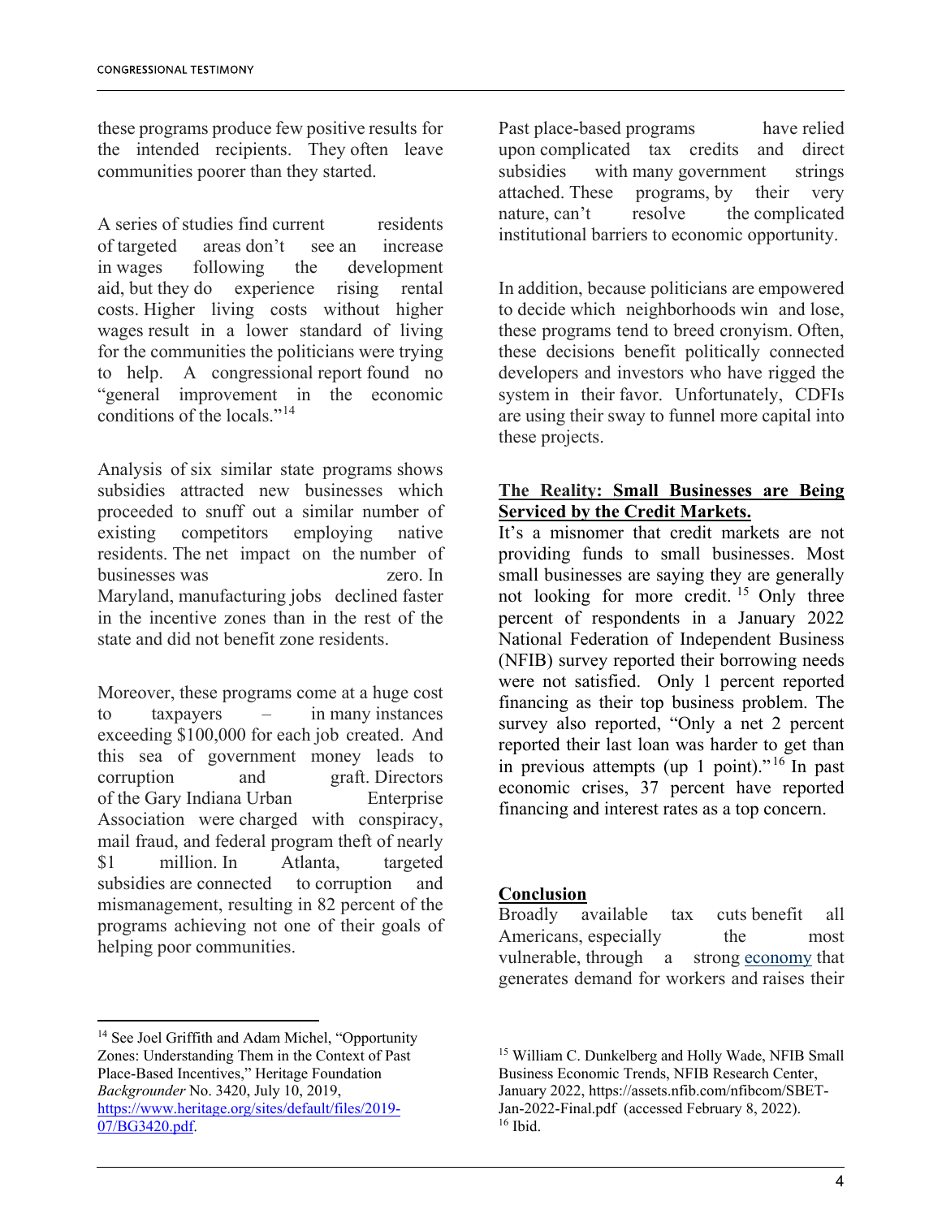these programs produce few positive results for the intended recipients. They often leave communities poorer than they started.

A series of studies find current residents of targeted areas don't see an increase in wages following the development aid, but they do experience rising rental costs. Higher living costs without higher wages result in a lower standard of living for the communities the politicians were trying to help. A congressional report found no "general improvement in the economic conditions of the locals."[14]

Analysis of six similar state programs shows subsidies attracted new businesses which proceeded to snuff out a similar number of existing competitors employing native residents. The net impact on the number of businesses was zero. In Maryland, manufacturing jobs declined faster in the incentive zones than in the rest of the state and did not benefit zone residents.

Moreover, these programs come at a huge cost to taxpayers – in many instances exceeding $100,000 for each job created. And this sea of government money leads to corruption and graft. Directors of the Gary Indiana Urban Enterprise Association were charged with conspiracy, mail fraud, and federal program theft of nearly $1 million. In Atlanta, targeted subsidies are connected to corruption and mismanagement, resulting in 82 percent of the programs achieving not one of their goals of helping poor communities.

Past place-based programs have relied upon complicated tax credits and direct subsidies with many government strings attached. These programs, by their very nature, can't resolve the complicated institutional barriers to economic opportunity.

In addition, because politicians are empowered to decide which neighborhoods win and lose, these programs tend to breed cronyism. Often, these decisions benefit politically connected developers and investors who have rigged the system in their favor. Unfortunately, CDFIs are using their sway to funnel more capital into these projects.

**The Reality: Small Businesses are Being Serviced by the Credit Markets.**

It's a misnomer that credit markets are not providing funds to small businesses. Most small businesses are saying they are generally not looking for more credit.[15] Only three percent of respondents in a January 2022 National Federation of Independent Business (NFIB) survey reported their borrowing needs were not satisfied. Only 1 percent reported financing as their top business problem. The survey also reported, "Only a net 2 percent reported their last loan was harder to get than in previous attempts (up 1 point)."[16] In past economic crises, 37 percent have reported financing and interest rates as a top concern.

**Conclusion**

Broadly available tax cuts benefit all Americans, especially the most vulnerable, through a strong economy that generates demand for workers and raises their

---

[14] See Joel Griffith and Adam Michel, "Opportunity Zones: Understanding Them in the Context of Past Place-Based Incentives," Heritage Foundation *Backgrounder* No. 3420, July 10, 2019, https://www.heritage.org/sites/default/files/2019-07/BG3420.pdf.

[15] William C. Dunkelberg and Holly Wade, NFIB Small Business Economic Trends, NFIB Research Center, January 2022, https://assets.nfib.com/nfibcom/SBET-Jan-2022-Final.pdf (accessed February 8, 2022).

[16] Ibid.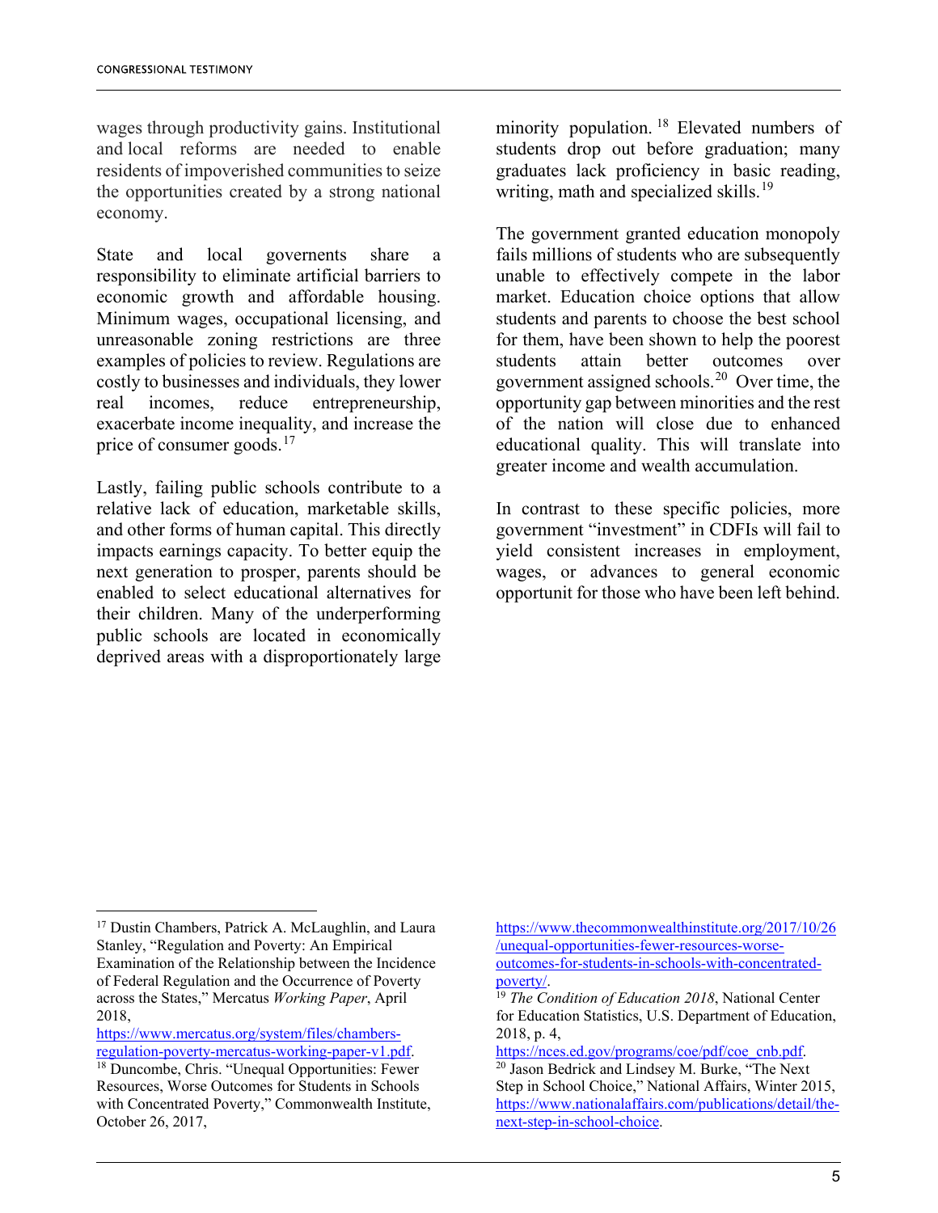wages through productivity gains. Institutional and local reforms are needed to enable residents of impoverished communities to seize the opportunities created by a strong national economy.

State and local governents share a responsibility to eliminate artificial barriers to economic growth and affordable housing. Minimum wages, occupational licensing, and unreasonable zoning restrictions are three examples of policies to review. Regulations are costly to businesses and individuals, they lower real incomes, reduce entrepreneurship, exacerbate income inequality, and increase the price of consumer goods.[17]

Lastly, failing public schools contribute to a relative lack of education, marketable skills, and other forms of human capital. This directly impacts earnings capacity. To better equip the next generation to prosper, parents should be enabled to select educational alternatives for their children. Many of the underperforming public schools are located in economically deprived areas with a disproportionately large minority population.[18] Elevated numbers of students drop out before graduation; many graduates lack proficiency in basic reading, writing, math and specialized skills.[19]

The government granted education monopoly fails millions of students who are subsequently unable to effectively compete in the labor market. Education choice options that allow students and parents to choose the best school for them, have been shown to help the poorest students attain better outcomes over government assigned schools.[20] Over time, the opportunity gap between minorities and the rest of the nation will close due to enhanced educational quality. This will translate into greater income and wealth accumulation.

In contrast to these specific policies, more government "investment" in CDFIs will fail to yield consistent increases in employment, wages, or advances to general economic opportunit for those who have been left behind.

---

[17] Dustin Chambers, Patrick A. McLaughlin, and Laura Stanley, "Regulation and Poverty: An Empirical Examination of the Relationship between the Incidence of Federal Regulation and the Occurrence of Poverty across the States," Mercatus *Working Paper*, April 2018, https://www.mercatus.org/system/files/chambers-regulation-poverty-mercatus-working-paper-v1.pdf.

[18] Duncombe, Chris. "Unequal Opportunities: Fewer Resources, Worse Outcomes for Students in Schools with Concentrated Poverty," Commonwealth Institute, October 26, 2017, https://www.thecommonwealthinstitute.org/2017/10/26/unequal-opportunities-fewer-resources-worse-outcomes-for-students-in-schools-with-concentrated-poverty/.

[19] *The Condition of Education 2018*, National Center for Education Statistics, U.S. Department of Education, 2018, p. 4, https://nces.ed.gov/programs/coe/pdf/coe_cnb.pdf.

[20] Jason Bedrick and Lindsey M. Burke, "The Next Step in School Choice," National Affairs, Winter 2015, https://www.nationalaffairs.com/publications/detail/the-next-step-in-school-choice.